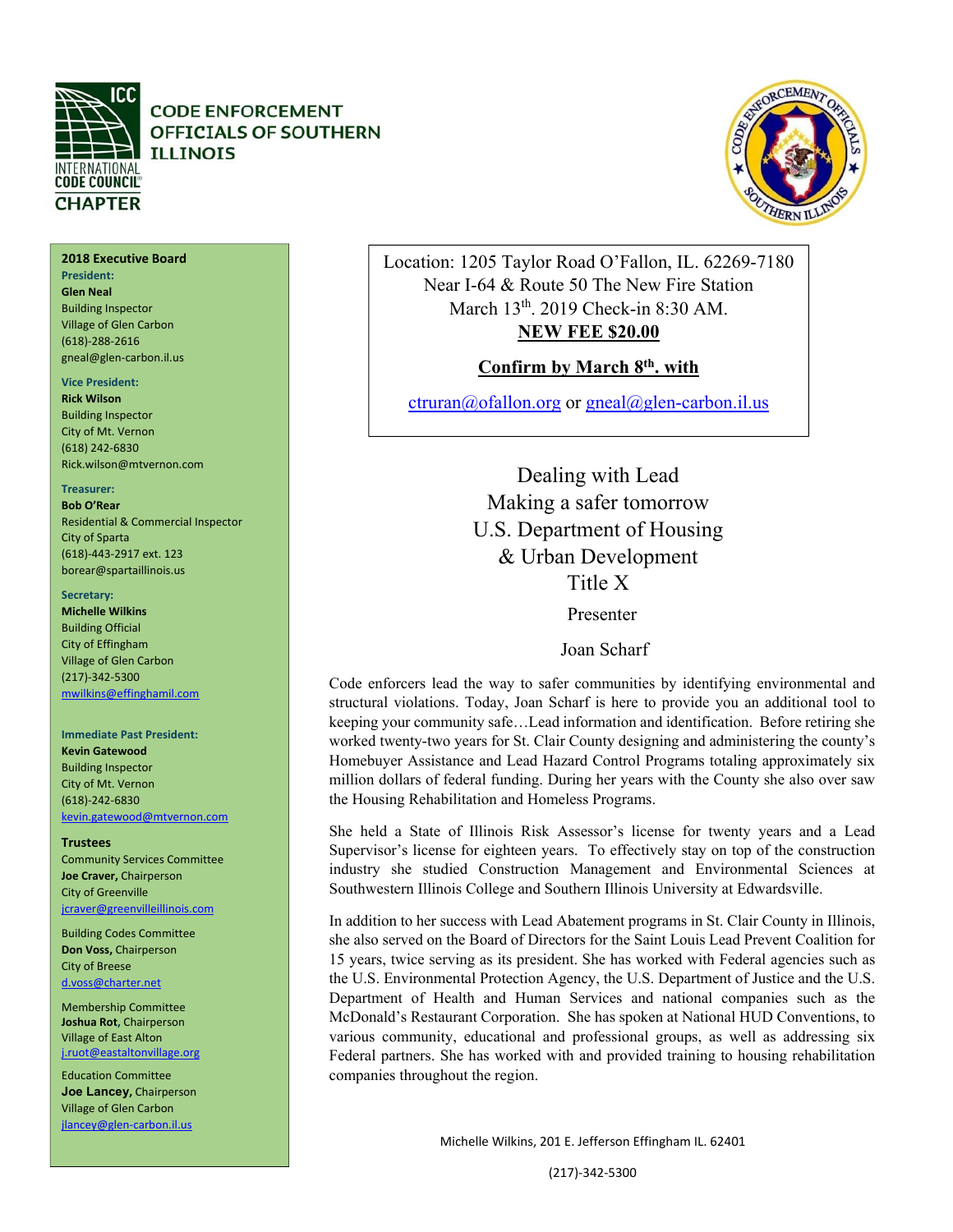# CODE ENFORCEMENT OFFICIALS OF SOUTHERN ILLINOIS

INTERNATIONAL CODE COUNCIL CHAPTER

Location: 1205 Taylor Road O'Fallon, IL. 62269-7180
Near I-64 & Route 50 The New Fire Station
March 13th. 2019 Check-in 8:30 AM.
**NEW FEE $20.00**

**Confirm by March 8th. with**

ctruran@ofallon.org or gneal@glen-carbon.il.us

## Dealing with Lead
## Making a safer tomorrow
## U.S. Department of Housing & Urban Development
## Title X

Presenter

Joan Scharf

Code enforcers lead the way to safer communities by identifying environmental and structural violations. Today, Joan Scharf is here to provide you an additional tool to keeping your community safe…Lead information and identification. Before retiring she worked twenty-two years for St. Clair County designing and administering the county's Homebuyer Assistance and Lead Hazard Control Programs totaling approximately six million dollars of federal funding. During her years with the County she also over saw the Housing Rehabilitation and Homeless Programs.

She held a State of Illinois Risk Assessor's license for twenty years and a Lead Supervisor's license for eighteen years. To effectively stay on top of the construction industry she studied Construction Management and Environmental Sciences at Southwestern Illinois College and Southern Illinois University at Edwardsville.

In addition to her success with Lead Abatement programs in St. Clair County in Illinois, she also served on the Board of Directors for the Saint Louis Lead Prevent Coalition for 15 years, twice serving as its president. She has worked with Federal agencies such as the U.S. Environmental Protection Agency, the U.S. Department of Justice and the U.S. Department of Health and Human Services and national companies such as the McDonald's Restaurant Corporation. She has spoken at National HUD Conventions, to various community, educational and professional groups, as well as addressing six Federal partners. She has worked with and provided training to housing rehabilitation companies throughout the region.

**2018 Executive Board**

**President:**
**Glen Neal**
Building Inspector
Village of Glen Carbon
(618)-288-2616
gneal@glen-carbon.il.us

**Vice President:**
**Rick Wilson**
Building Inspector
City of Mt. Vernon
(618) 242-6830
Rick.wilson@mtvernon.com

**Treasurer:**
**Bob O'Rear**
Residential & Commercial Inspector
City of Sparta
(618)-443-2917 ext. 123
borear@spartaillinois.us

**Secretary:**
**Michelle Wilkins**
Building Official
City of Effingham
Village of Glen Carbon
(217)-342-5300
mwilkins@effinghamil.com

**Immediate Past President:**
**Kevin Gatewood**
Building Inspector
City of Mt. Vernon
(618)-242-6830
kevin.gatewood@mtvernon.com

**Trustees**

Community Services Committee
**Joe Craver,** Chairperson
City of Greenville
jcraver@greenvilleillinois.com

Building Codes Committee
**Don Voss,** Chairperson
City of Breese
d.voss@charter.net

Membership Committee
**Joshua Rot,** Chairperson
Village of East Alton
j.ruot@eastaltonvillage.org

Education Committee
**Joe Lancey,** Chairperson
Village of Glen Carbon
jlancey@glen-carbon.il.us

Michelle Wilkins, 201 E. Jefferson Effingham IL. 62401

(217)-342-5300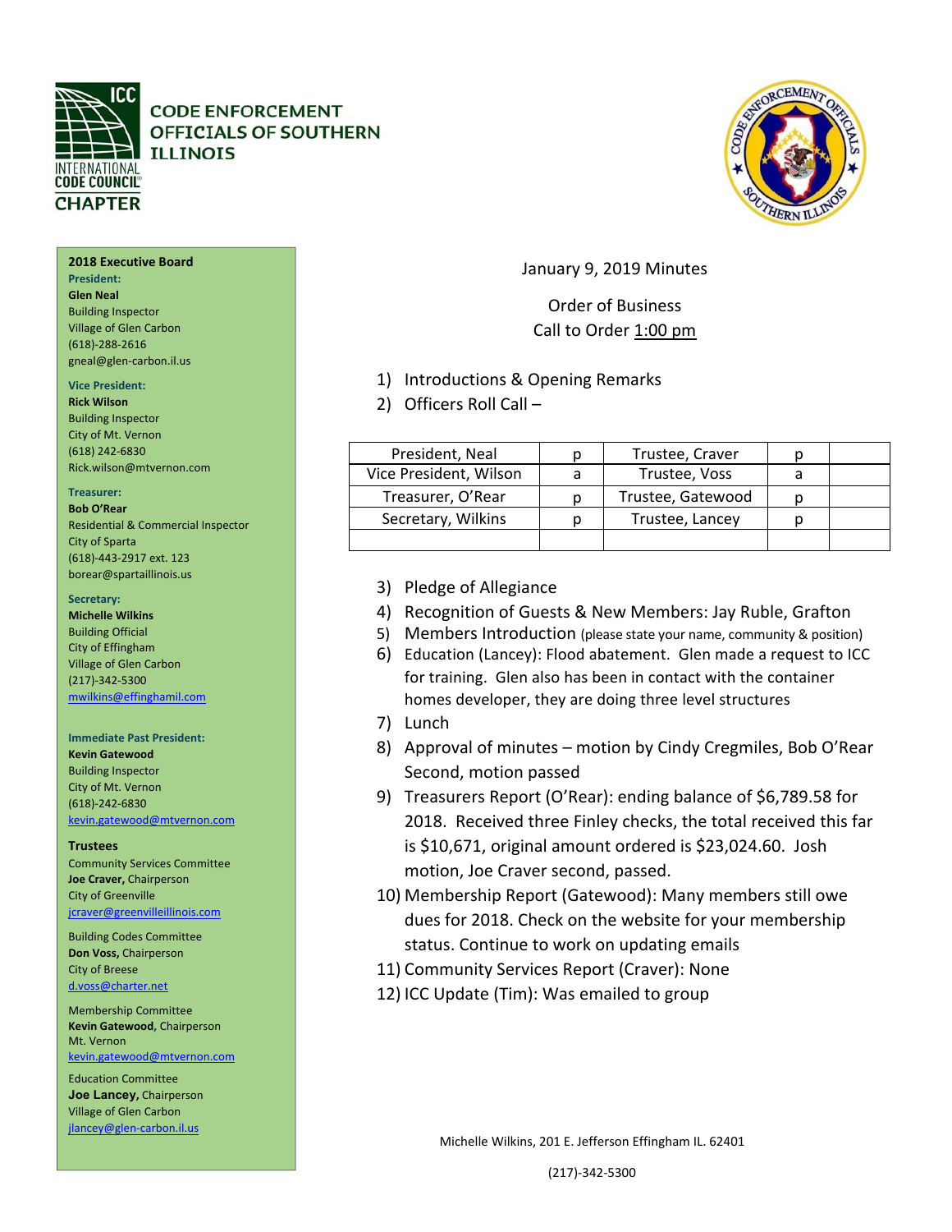**CODE ENFORCEMENT OFFICIALS OF SOUTHERN ILLINOIS**

INTERNATIONAL CODE COUNCIL CHAPTER

**2018 Executive Board**

**President:**
**Glen Neal**
Building Inspector
Village of Glen Carbon
(618)-288-2616
gneal@glen-carbon.il.us

**Vice President:**
**Rick Wilson**
Building Inspector
City of Mt. Vernon
(618) 242-6830
Rick.wilson@mtvernon.com

**Treasurer:**
**Bob O'Rear**
Residential & Commercial Inspector
City of Sparta
(618)-443-2917 ext. 123
borear@spartaillinois.us

**Secretary:**
**Michelle Wilkins**
Building Official
City of Effingham
Village of Glen Carbon
(217)-342-5300
mwilkins@effinghamil.com

**Immediate Past President:**
**Kevin Gatewood**
Building Inspector
City of Mt. Vernon
(618)-242-6830
kevin.gatewood@mtvernon.com

**Trustees**

Community Services Committee
**Joe Craver,** Chairperson
City of Greenville
jcraver@greenvilleillinois.com

Building Codes Committee
**Don Voss,** Chairperson
City of Breese
d.voss@charter.net

Membership Committee
**Kevin Gatewood**, Chairperson
Mt. Vernon
kevin.gatewood@mtvernon.com

Education Committee
**Joe Lancey,** Chairperson
Village of Glen Carbon
jlancey@glen-carbon.il.us

January 9, 2019 Minutes

Order of Business
Call to Order 1:00 pm

1) Introductions & Opening Remarks
2) Officers Roll Call –

| President, Neal | p | Trustee, Craver | p | |
|---|---|---|---|---|
| Vice President, Wilson | a | Trustee, Voss | a | |
| Treasurer, O'Rear | p | Trustee, Gatewood | p | |
| Secretary, Wilkins | p | Trustee, Lancey | p | |
| | | | | |

3) Pledge of Allegiance
4) Recognition of Guests & New Members: Jay Ruble, Grafton
5) Members Introduction (please state your name, community & position)
6) Education (Lancey): Flood abatement. Glen made a request to ICC for training. Glen also has been in contact with the container homes developer, they are doing three level structures
7) Lunch
8) Approval of minutes – motion by Cindy Cregmiles, Bob O'Rear Second, motion passed
9) Treasurers Report (O'Rear): ending balance of $6,789.58 for 2018. Received three Finley checks, the total received this far is $10,671, original amount ordered is $23,024.60. Josh motion, Joe Craver second, passed.
10) Membership Report (Gatewood): Many members still owe dues for 2018. Check on the website for your membership status. Continue to work on updating emails
11) Community Services Report (Craver): None
12) ICC Update (Tim): Was emailed to group

Michelle Wilkins, 201 E. Jefferson Effingham IL. 62401

(217)-342-5300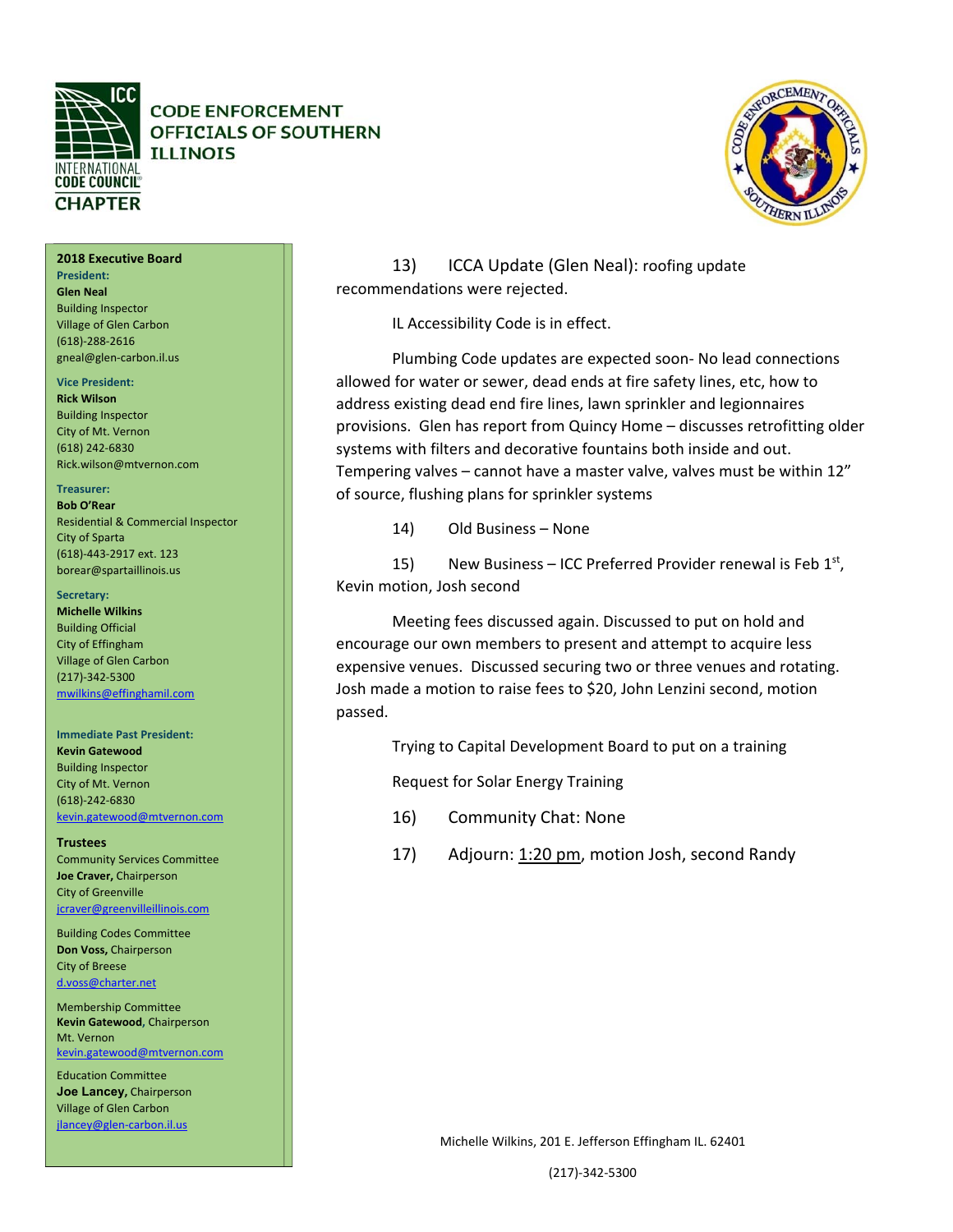**CODE ENFORCEMENT OFFICIALS OF SOUTHERN ILLINOIS**

INTERNATIONAL CODE COUNCIL CHAPTER

**2018 Executive Board**

**President:**
**Glen Neal**
Building Inspector
Village of Glen Carbon
(618)-288-2616
gneal@glen-carbon.il.us

**Vice President:**
**Rick Wilson**
Building Inspector
City of Mt. Vernon
(618) 242-6830
Rick.wilson@mtvernon.com

**Treasurer:**
**Bob O'Rear**
Residential & Commercial Inspector
City of Sparta
(618)-443-2917 ext. 123
borear@spartaillinois.us

**Secretary:**
**Michelle Wilkins**
Building Official
City of Effingham
Village of Glen Carbon
(217)-342-5300
mwilkins@effinghamil.com

**Immediate Past President:**
**Kevin Gatewood**
Building Inspector
City of Mt. Vernon
(618)-242-6830
kevin.gatewood@mtvernon.com

**Trustees**

Community Services Committee
**Joe Craver,** Chairperson
City of Greenville
jcraver@greenvilleillinois.com

Building Codes Committee
**Don Voss,** Chairperson
City of Breese
d.voss@charter.net

Membership Committee
**Kevin Gatewood,** Chairperson
Mt. Vernon
kevin.gatewood@mtvernon.com

Education Committee
**Joe Lancey,** Chairperson
Village of Glen Carbon
jlancey@glen-carbon.il.us

---

13) ICCA Update (Glen Neal): roofing update recommendations were rejected.

IL Accessibility Code is in effect.

Plumbing Code updates are expected soon- No lead connections allowed for water or sewer, dead ends at fire safety lines, etc, how to address existing dead end fire lines, lawn sprinkler and legionnaires provisions. Glen has report from Quincy Home – discusses retrofitting older systems with filters and decorative fountains both inside and out. Tempering valves – cannot have a master valve, valves must be within 12" of source, flushing plans for sprinkler systems

14) Old Business – None

15) New Business – ICC Preferred Provider renewal is Feb 1st, Kevin motion, Josh second

Meeting fees discussed again. Discussed to put on hold and encourage our own members to present and attempt to acquire less expensive venues. Discussed securing two or three venues and rotating. Josh made a motion to raise fees to $20, John Lenzini second, motion passed.

Trying to Capital Development Board to put on a training

Request for Solar Energy Training

16) Community Chat: None

17) Adjourn: 1:20 pm, motion Josh, second Randy

Michelle Wilkins, 201 E. Jefferson Effingham IL. 62401

(217)-342-5300